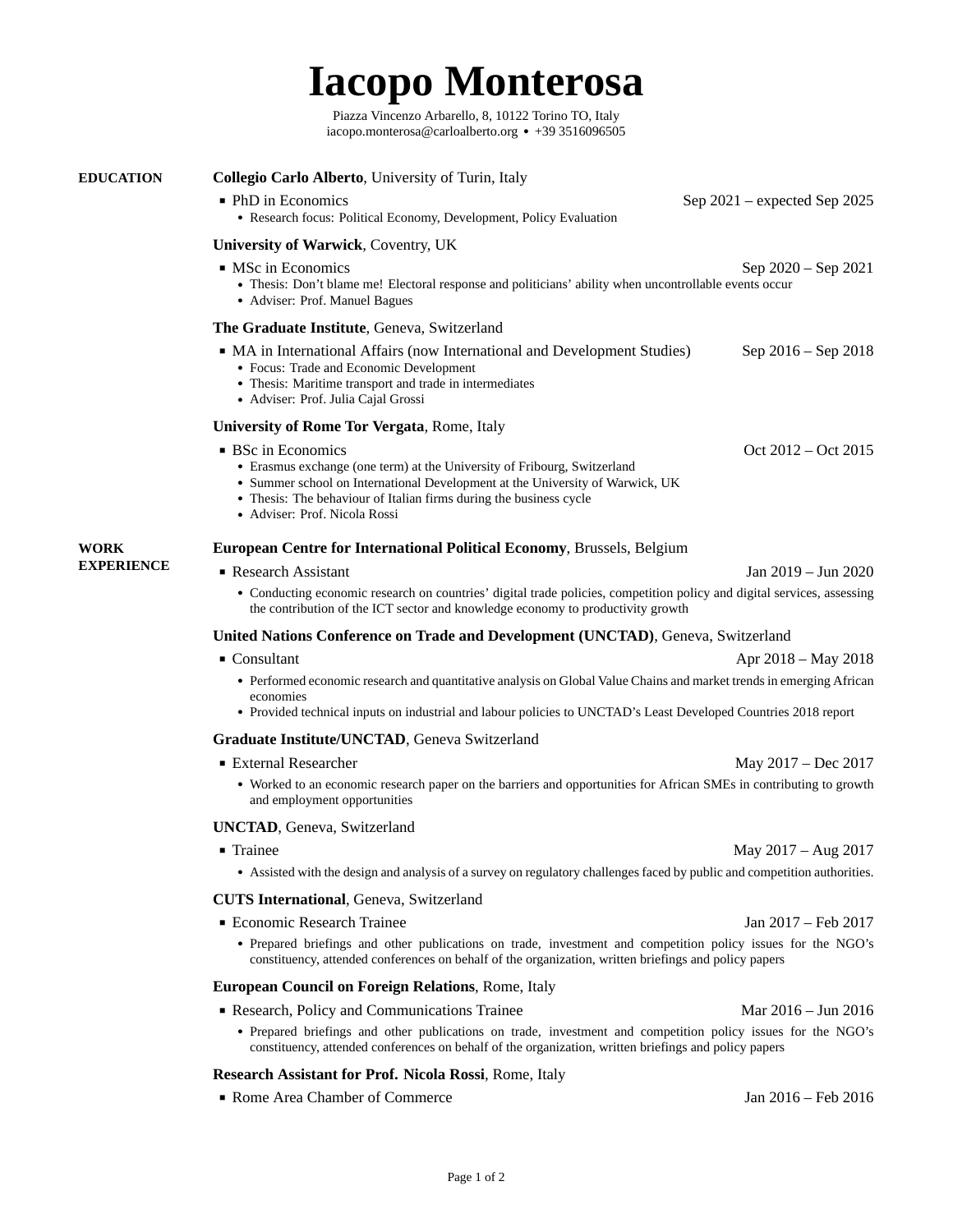# Iacopo Monterosa

Piazza Vincenzo Arbarello, 8, 10122 Torino TO, Italy
iacopo.monterosa@carloalberto.org • +39 3516096505

## EDUCATION

**Collegio Carlo Alberto**, University of Turin, Italy

- PhD in Economics — Sep 2021 – expected Sep 2025
  - Research focus: Political Economy, Development, Policy Evaluation

**University of Warwick**, Coventry, UK

- MSc in Economics — Sep 2020 – Sep 2021
  - Thesis: Don't blame me! Electoral response and politicians' ability when uncontrollable events occur
  - Adviser: Prof. Manuel Bagues

**The Graduate Institute**, Geneva, Switzerland

- MA in International Affairs (now International and Development Studies) — Sep 2016 – Sep 2018
  - Focus: Trade and Economic Development
  - Thesis: Maritime transport and trade in intermediates
  - Adviser: Prof. Julia Cajal Grossi

**University of Rome Tor Vergata**, Rome, Italy

- BSc in Economics — Oct 2012 – Oct 2015
  - Erasmus exchange (one term) at the University of Fribourg, Switzerland
  - Summer school on International Development at the University of Warwick, UK
  - Thesis: The behaviour of Italian firms during the business cycle
  - Adviser: Prof. Nicola Rossi

## WORK EXPERIENCE

**European Centre for International Political Economy**, Brussels, Belgium

- Research Assistant — Jan 2019 – Jun 2020
  - Conducting economic research on countries' digital trade policies, competition policy and digital services, assessing the contribution of the ICT sector and knowledge economy to productivity growth

**United Nations Conference on Trade and Development (UNCTAD)**, Geneva, Switzerland

- Consultant — Apr 2018 – May 2018
  - Performed economic research and quantitative analysis on Global Value Chains and market trends in emerging African economies
  - Provided technical inputs on industrial and labour policies to UNCTAD's Least Developed Countries 2018 report

**Graduate Institute/UNCTAD**, Geneva Switzerland

- External Researcher — May 2017 – Dec 2017
  - Worked to an economic research paper on the barriers and opportunities for African SMEs in contributing to growth and employment opportunities

**UNCTAD**, Geneva, Switzerland

- Trainee — May 2017 – Aug 2017
  - Assisted with the design and analysis of a survey on regulatory challenges faced by public and competition authorities.

**CUTS International**, Geneva, Switzerland

- Economic Research Trainee — Jan 2017 – Feb 2017
  - Prepared briefings and other publications on trade, investment and competition policy issues for the NGO's constituency, attended conferences on behalf of the organization, written briefings and policy papers

**European Council on Foreign Relations**, Rome, Italy

- Research, Policy and Communications Trainee — Mar 2016 – Jun 2016
  - Prepared briefings and other publications on trade, investment and competition policy issues for the NGO's constituency, attended conferences on behalf of the organization, written briefings and policy papers

**Research Assistant for Prof. Nicola Rossi**, Rome, Italy

- Rome Area Chamber of Commerce — Jan 2016 – Feb 2016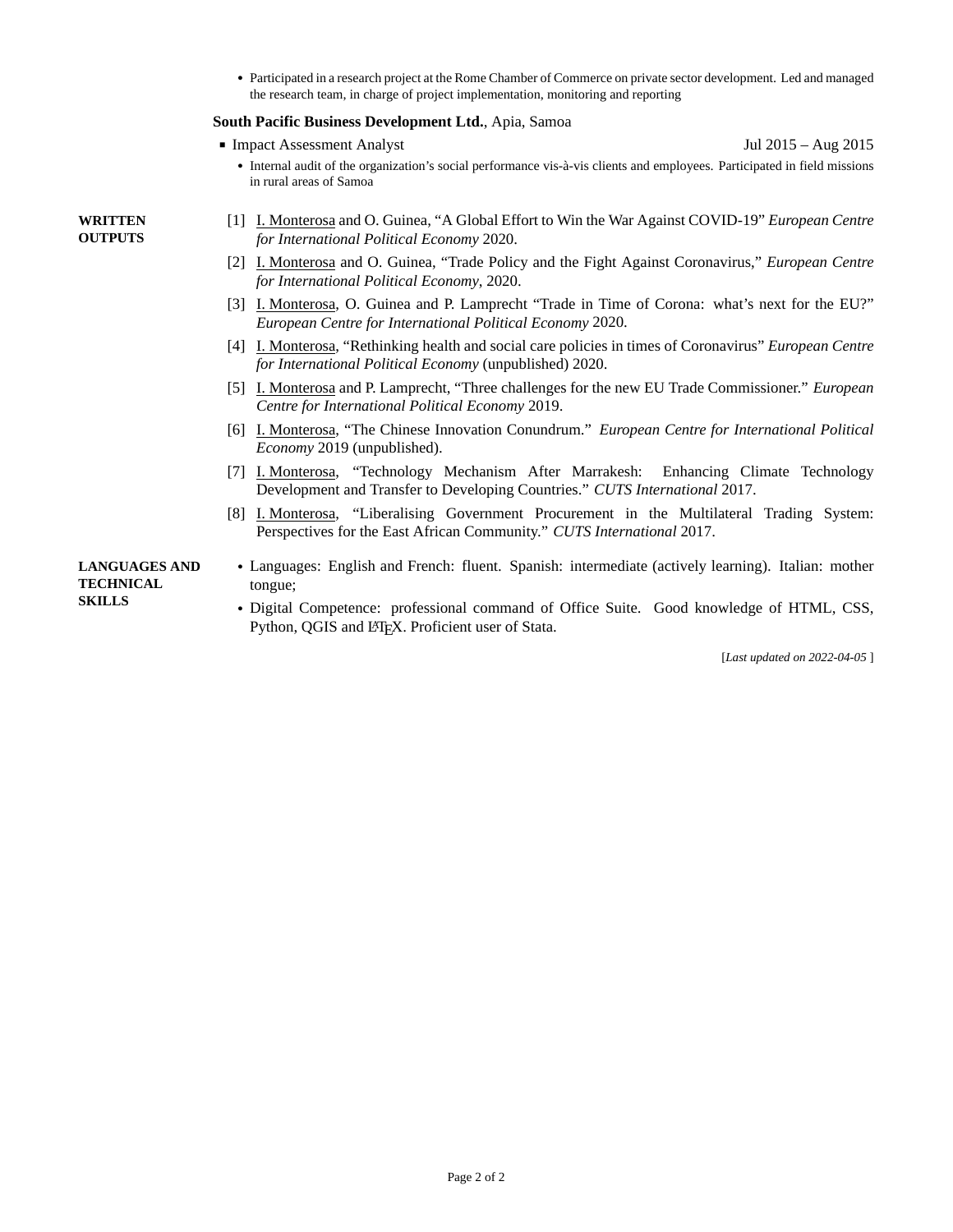- Participated in a research project at the Rome Chamber of Commerce on private sector development. Led and managed the research team, in charge of project implementation, monitoring and reporting

**South Pacific Business Development Ltd.**, Apia, Samoa

- Impact Assessment Analyst — Jul 2015 – Aug 2015
  - Internal audit of the organization's social performance vis-à-vis clients and employees. Participated in field missions in rural areas of Samoa

**WRITTEN OUTPUTS**

[1] I. Monterosa and O. Guinea, "A Global Effort to Win the War Against COVID-19" *European Centre for International Political Economy* 2020.

[2] I. Monterosa and O. Guinea, "Trade Policy and the Fight Against Coronavirus," *European Centre for International Political Economy*, 2020.

[3] I. Monterosa, O. Guinea and P. Lamprecht "Trade in Time of Corona: what's next for the EU?" *European Centre for International Political Economy* 2020.

[4] I. Monterosa, "Rethinking health and social care policies in times of Coronavirus" *European Centre for International Political Economy* (unpublished) 2020.

[5] I. Monterosa and P. Lamprecht, "Three challenges for the new EU Trade Commissioner." *European Centre for International Political Economy* 2019.

[6] I. Monterosa, "The Chinese Innovation Conundrum." *European Centre for International Political Economy* 2019 (unpublished).

[7] I. Monterosa, "Technology Mechanism After Marrakesh: Enhancing Climate Technology Development and Transfer to Developing Countries." *CUTS International* 2017.

[8] I. Monterosa, "Liberalising Government Procurement in the Multilateral Trading System: Perspectives for the East African Community." *CUTS International* 2017.

**LANGUAGES AND TECHNICAL SKILLS**

- Languages: English and French: fluent. Spanish: intermediate (actively learning). Italian: mother tongue;
- Digital Competence: professional command of Office Suite. Good knowledge of HTML, CSS, Python, QGIS and LaTeX. Proficient user of Stata.

[*Last updated on 2022-04-05* ]